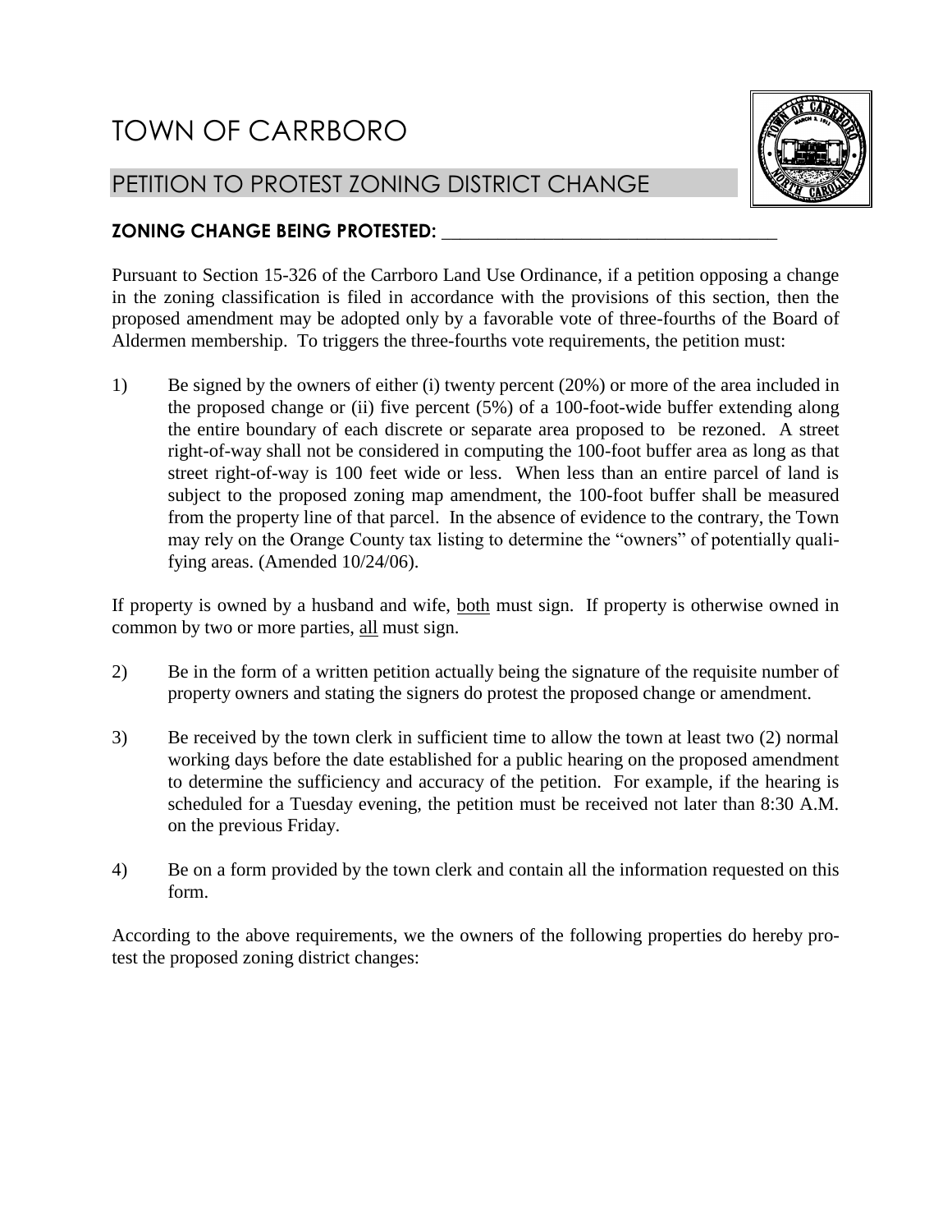# TOWN OF CARRBORO

## PETITION TO PROTEST ZONING DISTRICT CHANGE

**ZONING CHANGE BEING PROTESTED:** ___________________________________

Pursuant to Section 15-326 of the Carrboro Land Use Ordinance, if a petition opposing a change in the zoning classification is filed in accordance with the provisions of this section, then the proposed amendment may be adopted only by a favorable vote of three-fourths of the Board of Aldermen membership. To triggers the three-fourths vote requirements, the petition must:

1) Be signed by the owners of either (i) twenty percent (20%) or more of the area included in the proposed change or (ii) five percent (5%) of a 100-foot-wide buffer extending along the entire boundary of each discrete or separate area proposed to be rezoned. A street right-of-way shall not be considered in computing the 100-foot buffer area as long as that street right-of-way is 100 feet wide or less. When less than an entire parcel of land is subject to the proposed zoning map amendment, the 100-foot buffer shall be measured from the property line of that parcel. In the absence of evidence to the contrary, the Town may rely on the Orange County tax listing to determine the "owners" of potentially qualifying areas. (Amended 10/24/06).

If property is owned by a husband and wife, both must sign. If property is otherwise owned in common by two or more parties, all must sign.

2) Be in the form of a written petition actually being the signature of the requisite number of property owners and stating the signers do protest the proposed change or amendment.

3) Be received by the town clerk in sufficient time to allow the town at least two (2) normal working days before the date established for a public hearing on the proposed amendment to determine the sufficiency and accuracy of the petition. For example, if the hearing is scheduled for a Tuesday evening, the petition must be received not later than 8:30 A.M. on the previous Friday.

4) Be on a form provided by the town clerk and contain all the information requested on this form.

According to the above requirements, we the owners of the following properties do hereby protest the proposed zoning district changes: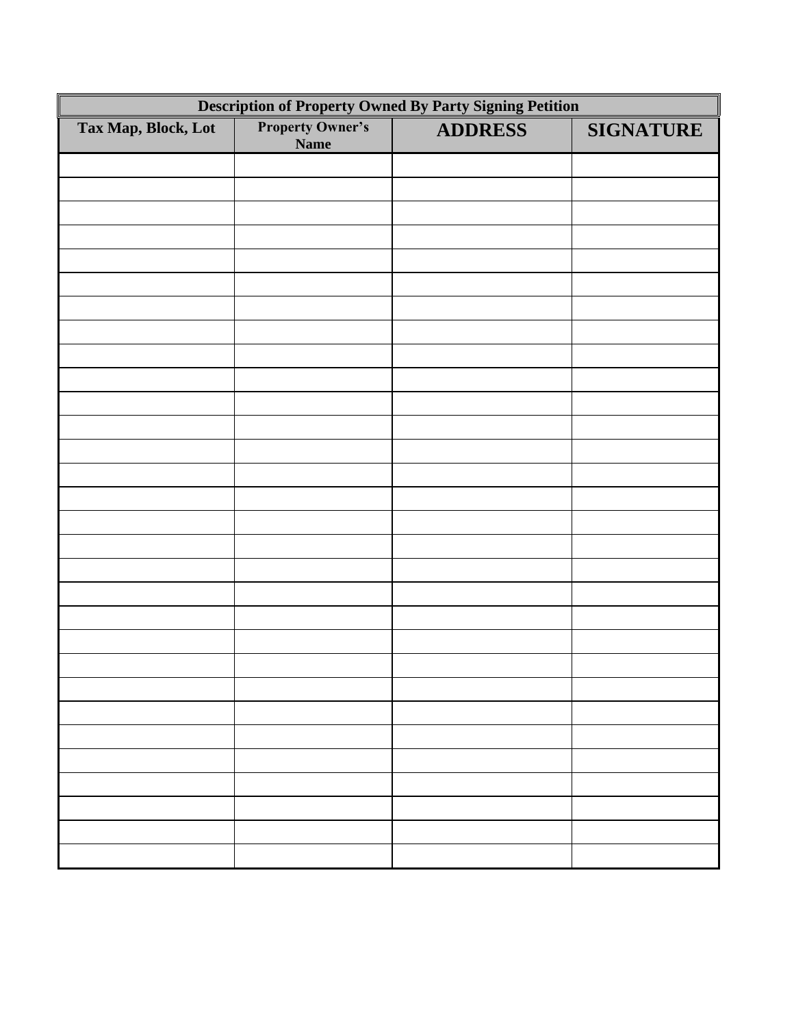| Description of Property Owned By Party Signing Petition | | | |
|---|---|---|---|
| **Tax Map, Block, Lot** | **Property Owner's Name** | **ADDRESS** | **SIGNATURE** |
| | | | |
| | | | |
| | | | |
| | | | |
| | | | |
| | | | |
| | | | |
| | | | |
| | | | |
| | | | |
| | | | |
| | | | |
| | | | |
| | | | |
| | | | |
| | | | |
| | | | |
| | | | |
| | | | |
| | | | |
| | | | |
| | | | |
| | | | |
| | | | |
| | | | |
| | | | |
| | | | |
| | | | |
| | | | |
| | | | |
| | | | |
| | | | |
| | | | |
| | | | |
| | | | |
| | | | |
| | | | |
| | | | |
| | | | |
| | | | |
| | | | |
| | | | |
| | | | |
| | | | |
| | | | |
| | | | |
| | | | |
| | | | |
| | | | |
| | | | |
| | | | |
| | | | |
| | | | |
| | | | |
| | | | |
| | | | |
| | | | |
| | | | |
| | | | |